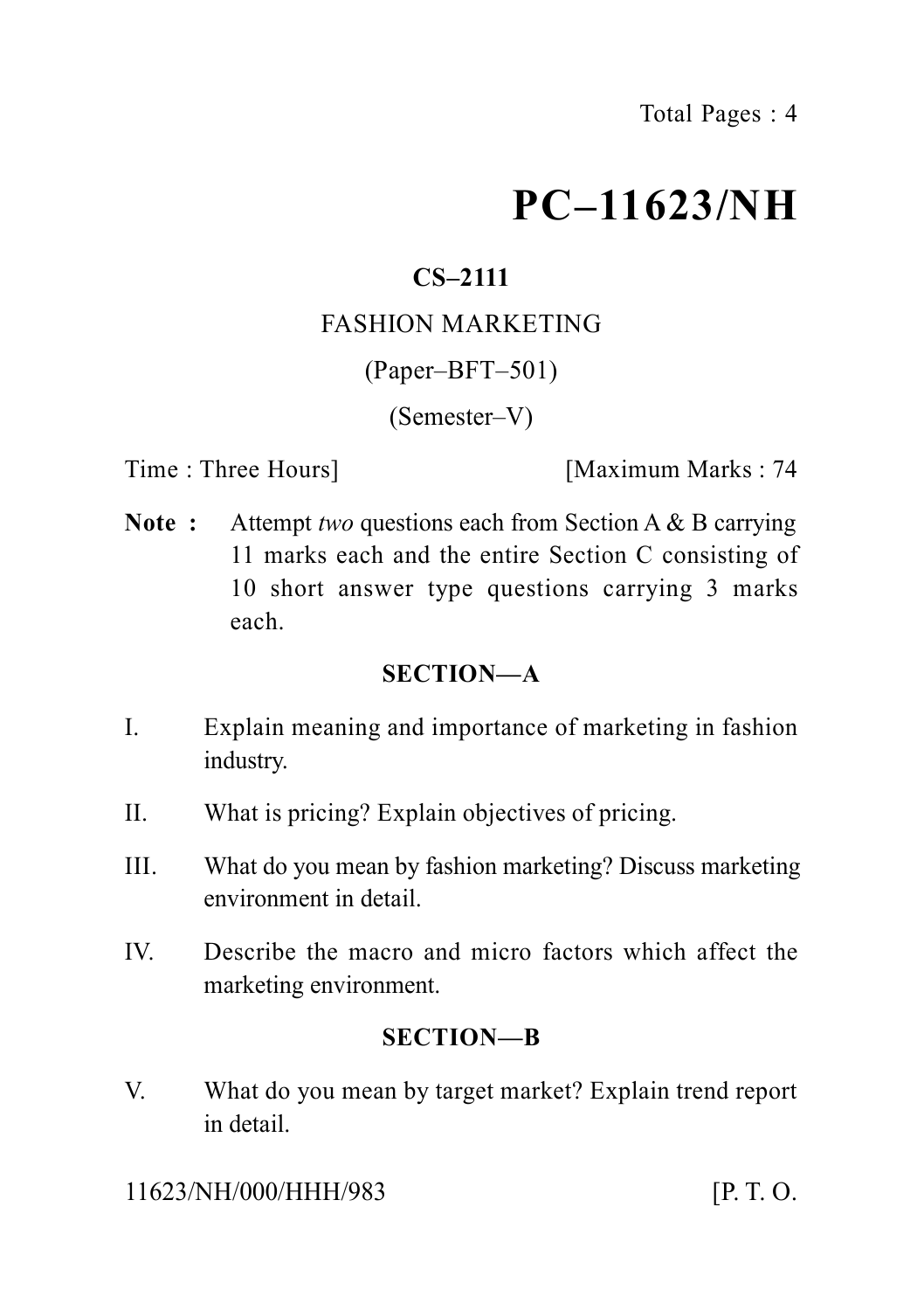Total Pages : 4

# PC–11623/NH

**CS–2111**

FASHION MARKETING

(Paper–BFT–501)

(Semester–V)

Time : Three Hours] [Maximum Marks : 74

**Note :** Attempt *two* questions each from Section A & B carrying 11 marks each and the entire Section C consisting of 10 short answer type questions carrying 3 marks each.

## SECTION—A

I. Explain meaning and importance of marketing in fashion industry.

II. What is pricing? Explain objectives of pricing.

III. What do you mean by fashion marketing? Discuss marketing environment in detail.

IV. Describe the macro and micro factors which affect the marketing environment.

## SECTION—B

V. What do you mean by target market? Explain trend report in detail.

11623/NH/000/HHH/983 [P. T. O.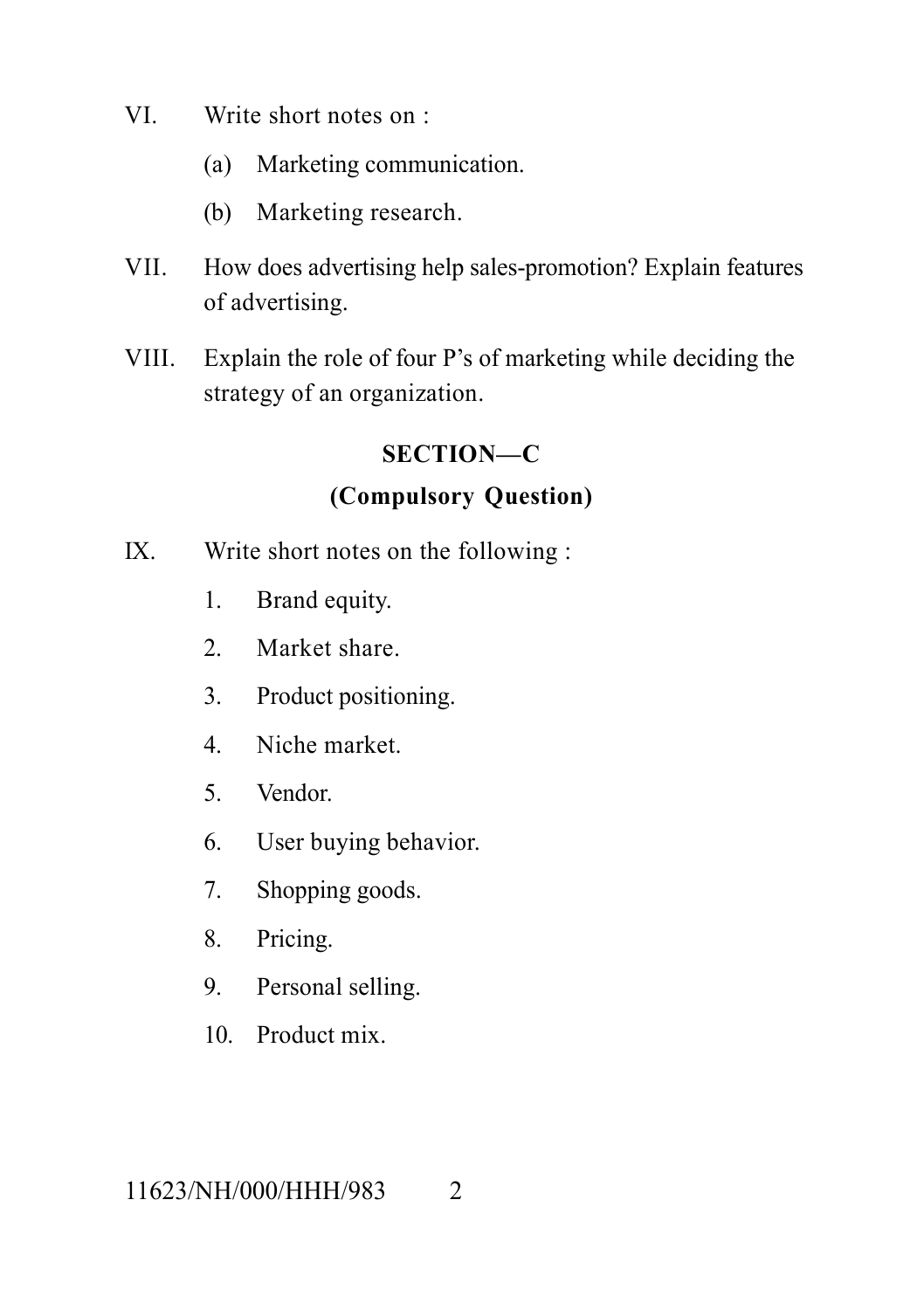VI. Write short notes on :

(a) Marketing communication.

(b) Marketing research.

VII. How does advertising help sales-promotion? Explain features of advertising.

VIII. Explain the role of four P's of marketing while deciding the strategy of an organization.

## SECTION—C

### (Compulsory Question)

IX. Write short notes on the following :

1. Brand equity.
2. Market share.
3. Product positioning.
4. Niche market.
5. Vendor.
6. User buying behavior.
7. Shopping goods.
8. Pricing.
9. Personal selling.
10. Product mix.

11623/NH/000/HHH/983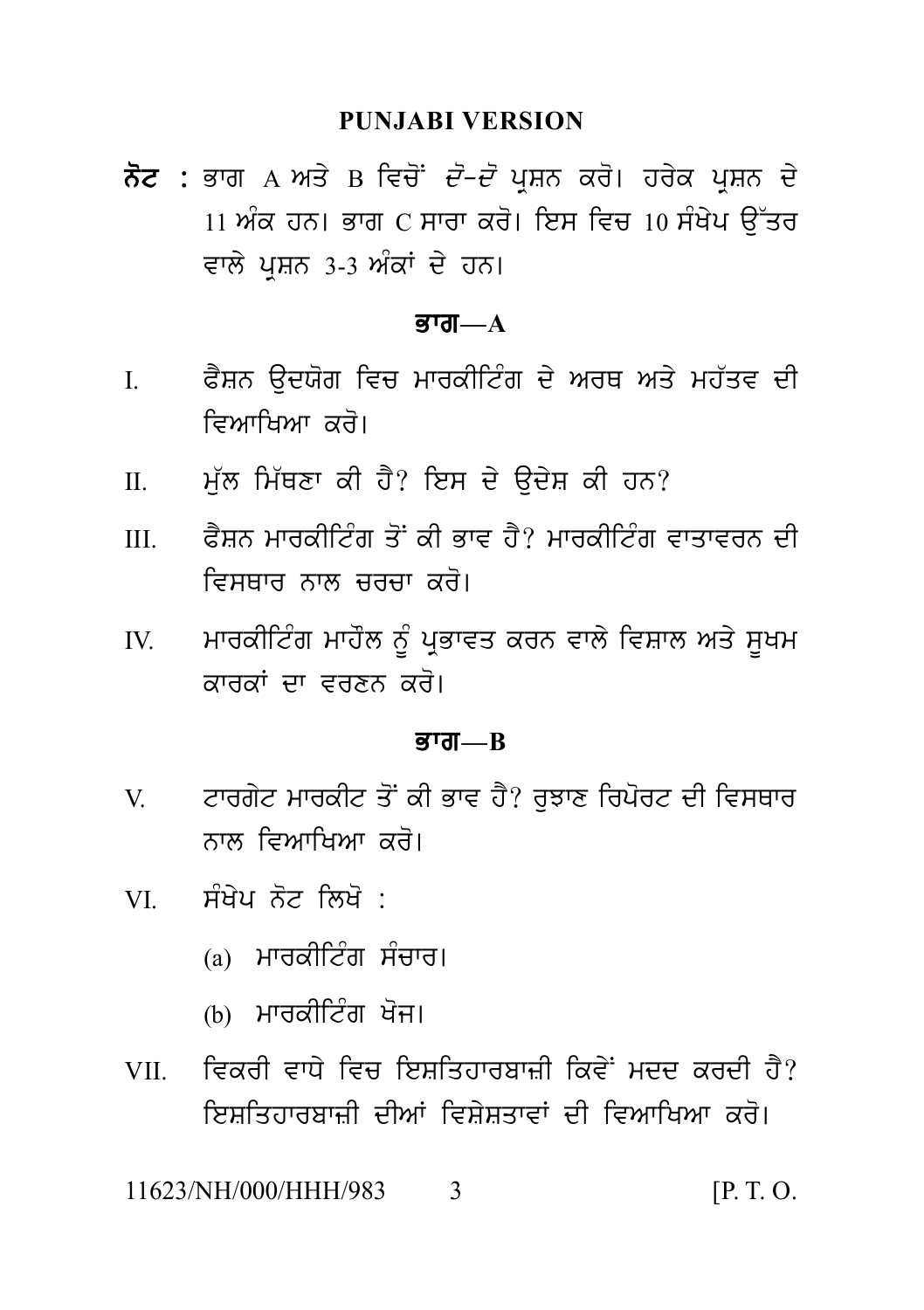## PUNJABI VERSION

**ਨੋਟ :** ਭਾਗ A ਅਤੇ B ਵਿਚੋਂ *ਦੋ-ਦੋ* ਪ੍ਰਸ਼ਨ ਕਰੋ। ਹਰੇਕ ਪ੍ਰਸ਼ਨ ਦੇ 11 ਅੰਕ ਹਨ। ਭਾਗ C ਸਾਰਾ ਕਰੋ। ਇਸ ਵਿਚ 10 ਸੰਖੇਪ ਉੱਤਰ ਵਾਲੇ ਪ੍ਰਸ਼ਨ 3-3 ਅੰਕਾਂ ਦੇ ਹਨ।

### ਭਾਗ—A

I. ਫੈਸ਼ਨ ਉਦਯੋਗ ਵਿਚ ਮਾਰਕੀਟਿੰਗ ਦੇ ਅਰਥ ਅਤੇ ਮਹੱਤਵ ਦੀ ਵਿਆਖਿਆ ਕਰੋ।

II. ਮੁੱਲ ਮਿੱਥਣਾ ਕੀ ਹੈ? ਇਸ ਦੇ ਉਦੇਸ਼ ਕੀ ਹਨ?

III. ਫੈਸ਼ਨ ਮਾਰਕੀਟਿੰਗ ਤੋਂ ਕੀ ਭਾਵ ਹੈ? ਮਾਰਕੀਟਿੰਗ ਵਾਤਾਵਰਨ ਦੀ ਵਿਸਥਾਰ ਨਾਲ ਚਰਚਾ ਕਰੋ।

IV. ਮਾਰਕੀਟਿੰਗ ਮਾਹੌਲ ਨੂੰ ਪ੍ਰਭਾਵਤ ਕਰਨ ਵਾਲੇ ਵਿਸ਼ਾਲ ਅਤੇ ਸੂਖਮ ਕਾਰਕਾਂ ਦਾ ਵਰਣਨ ਕਰੋ।

### ਭਾਗ—B

V. ਟਾਰਗੇਟ ਮਾਰਕੀਟ ਤੋਂ ਕੀ ਭਾਵ ਹੈ? ਰੁਝਾਣ ਰਿਪੋਰਟ ਦੀ ਵਿਸਥਾਰ ਨਾਲ ਵਿਆਖਿਆ ਕਰੋ।

VI. ਸੰਖੇਪ ਨੋਟ ਲਿਖੋ :

(a) ਮਾਰਕੀਟਿੰਗ ਸੰਚਾਰ।

(b) ਮਾਰਕੀਟਿੰਗ ਖੋਜ।

VII. ਵਿਕਰੀ ਵਾਧੇ ਵਿਚ ਇਸ਼ਤਿਹਾਰਬਾਜ਼ੀ ਕਿਵੇਂ ਮਦਦ ਕਰਦੀ ਹੈ? ਇਸ਼ਤਿਹਾਰਬਾਜ਼ੀ ਦੀਆਂ ਵਿਸ਼ੇਸ਼ਤਾਵਾਂ ਦੀ ਵਿਆਖਿਆ ਕਰੋ।

11623/NH/000/HHH/983 [P. T. O.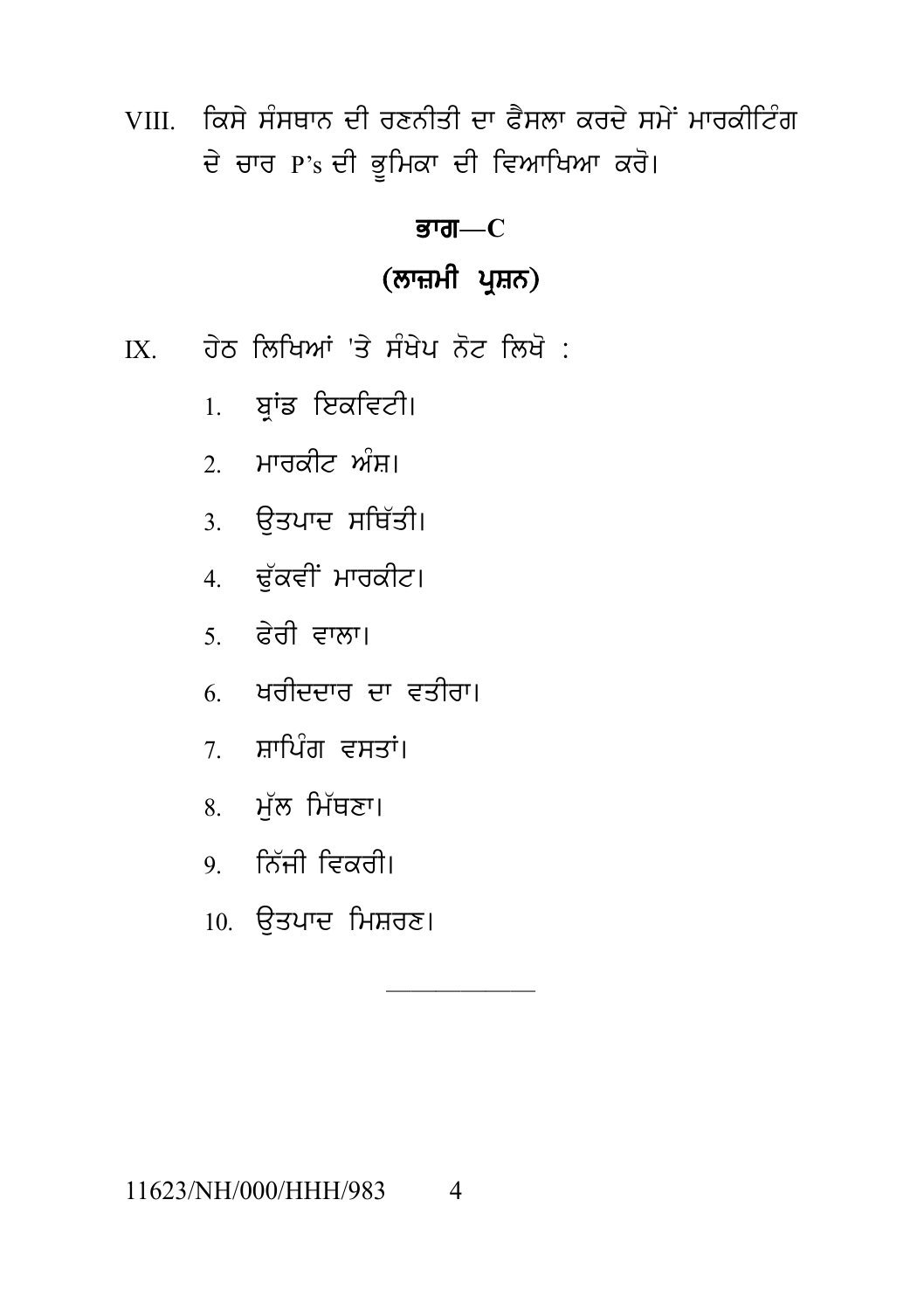VIII. ਕਿਸੇ ਸੰਸਥਾਨ ਦੀ ਰਣਨੀਤੀ ਦਾ ਫੈਸਲਾ ਕਰਦੇ ਸਮੇਂ ਮਾਰਕੀਟਿੰਗ ਦੇ ਚਾਰ P's ਦੀ ਭੂਮਿਕਾ ਦੀ ਵਿਆਖਿਆ ਕਰੋ।

## ਭਾਗ—C

## (ਲਾਜ਼ਮੀ ਪ੍ਰਸ਼ਨ)

IX. ਹੇਠ ਲਿਖਿਆਂ 'ਤੇ ਸੰਖੇਪ ਨੋਟ ਲਿਖੋ :

1. ਬ੍ਰਾਂਡ ਇਕਵਿਟੀ।
2. ਮਾਰਕੀਟ ਅੰਸ਼।
3. ਉਤਪਾਦ ਸਥਿੱਤੀ।
4. ਢੁੱਕਵੀਂ ਮਾਰਕੀਟ।
5. ਫੇਰੀ ਵਾਲਾ।
6. ਖਰੀਦਦਾਰ ਦਾ ਵਤੀਰਾ।
7. ਸ਼ਾਪਿੰਗ ਵਸਤਾਂ।
8. ਮੁੱਲ ਮਿੱਥਣਾ।
9. ਨਿੱਜੀ ਵਿਕਰੀ।
10. ਉਤਪਾਦ ਮਿਸ਼ਰਣ।

11623/NH/000/HHH/983